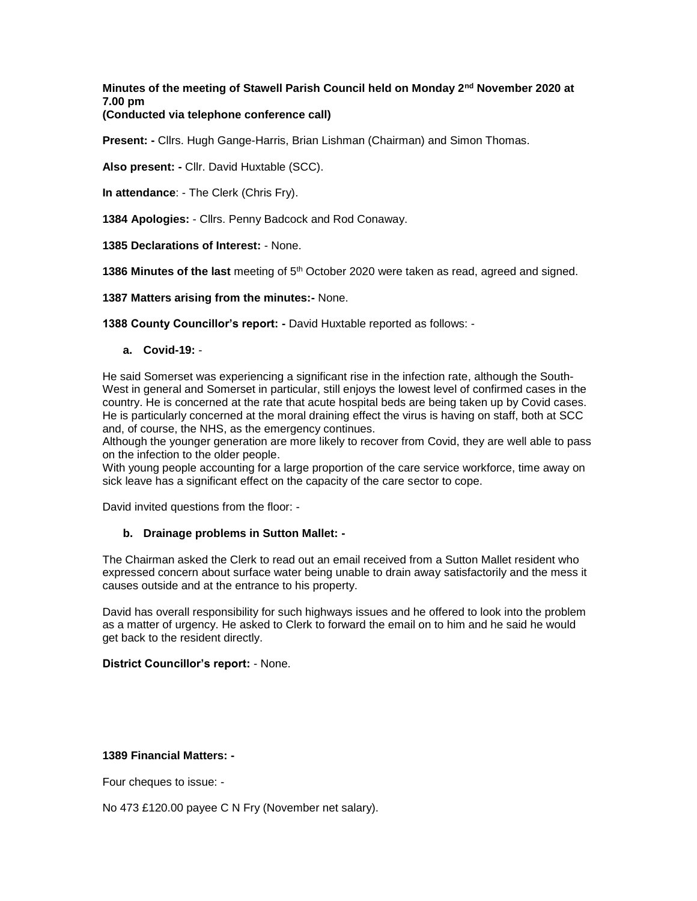**Minutes of the meeting of Stawell Parish Council held on Monday 2nd November 2020 at 7.00 pm**
**(Conducted via telephone conference call)**

**Present: -** Cllrs. Hugh Gange-Harris, Brian Lishman (Chairman) and Simon Thomas.

**Also present: -** Cllr. David Huxtable (SCC).

**In attendance**: - The Clerk (Chris Fry).

**1384 Apologies:** - Cllrs. Penny Badcock and Rod Conaway.

**1385 Declarations of Interest:** - None.

**1386 Minutes of the last** meeting of 5th October 2020 were taken as read, agreed and signed.

**1387 Matters arising from the minutes:-** None.

**1388 County Councillor's report: -** David Huxtable reported as follows: -

**a. Covid-19:** -

He said Somerset was experiencing a significant rise in the infection rate, although the South-West in general and Somerset in particular, still enjoys the lowest level of confirmed cases in the country. He is concerned at the rate that acute hospital beds are being taken up by Covid cases. He is particularly concerned at the moral draining effect the virus is having on staff, both at SCC and, of course, the NHS, as the emergency continues.
Although the younger generation are more likely to recover from Covid, they are well able to pass on the infection to the older people.
With young people accounting for a large proportion of the care service workforce, time away on sick leave has a significant effect on the capacity of the care sector to cope.

David invited questions from the floor: -

**b. Drainage problems in Sutton Mallet: -**

The Chairman asked the Clerk to read out an email received from a Sutton Mallet resident who expressed concern about surface water being unable to drain away satisfactorily and the mess it causes outside and at the entrance to his property.

David has overall responsibility for such highways issues and he offered to look into the problem as a matter of urgency. He asked to Clerk to forward the email on to him and he said he would get back to the resident directly.

**District Councillor's report:** - None.

**1389 Financial Matters: -**

Four cheques to issue: -

No 473 £120.00 payee C N Fry (November net salary).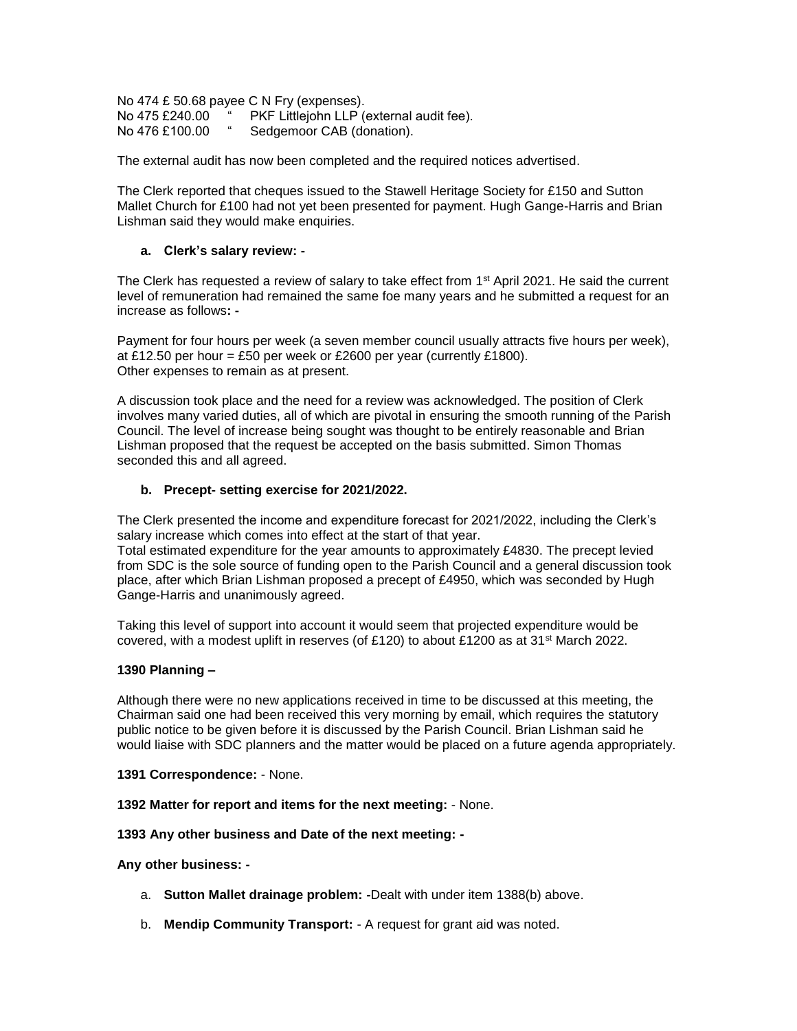No 474 £ 50.68 payee C N Fry (expenses).
No 475 £240.00 " PKF Littlejohn LLP (external audit fee).
No 476 £100.00 " Sedgemoor CAB (donation).

The external audit has now been completed and the required notices advertised.

The Clerk reported that cheques issued to the Stawell Heritage Society for £150 and Sutton Mallet Church for £100 had not yet been presented for payment. Hugh Gange-Harris and Brian Lishman said they would make enquiries.

**a. Clerk's salary review: -**

The Clerk has requested a review of salary to take effect from 1st April 2021. He said the current level of remuneration had remained the same foe many years and he submitted a request for an increase as follows**: -**

Payment for four hours per week (a seven member council usually attracts five hours per week), at £12.50 per hour = £50 per week or £2600 per year (currently £1800).
Other expenses to remain as at present.

A discussion took place and the need for a review was acknowledged. The position of Clerk involves many varied duties, all of which are pivotal in ensuring the smooth running of the Parish Council. The level of increase being sought was thought to be entirely reasonable and Brian Lishman proposed that the request be accepted on the basis submitted. Simon Thomas seconded this and all agreed.

**b. Precept- setting exercise for 2021/2022.**

The Clerk presented the income and expenditure forecast for 2021/2022, including the Clerk's salary increase which comes into effect at the start of that year.
Total estimated expenditure for the year amounts to approximately £4830. The precept levied from SDC is the sole source of funding open to the Parish Council and a general discussion took place, after which Brian Lishman proposed a precept of £4950, which was seconded by Hugh Gange-Harris and unanimously agreed.

Taking this level of support into account it would seem that projected expenditure would be covered, with a modest uplift in reserves (of £120) to about £1200 as at 31st March 2022.

**1390 Planning –**

Although there were no new applications received in time to be discussed at this meeting, the Chairman said one had been received this very morning by email, which requires the statutory public notice to be given before it is discussed by the Parish Council. Brian Lishman said he would liaise with SDC planners and the matter would be placed on a future agenda appropriately.

**1391 Correspondence:** - None.

**1392 Matter for report and items for the next meeting:** - None.

**1393 Any other business and Date of the next meeting: -**

**Any other business: -**

a. **Sutton Mallet drainage problem: -**Dealt with under item 1388(b) above.

b. **Mendip Community Transport:** - A request for grant aid was noted.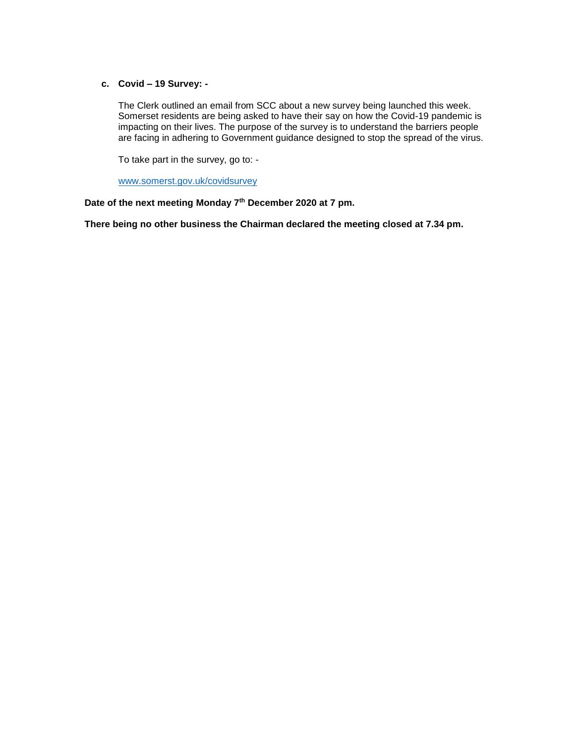**c. Covid – 19 Survey: -**

The Clerk outlined an email from SCC about a new survey being launched this week. Somerset residents are being asked to have their say on how the Covid-19 pandemic is impacting on their lives. The purpose of the survey is to understand the barriers people are facing in adhering to Government guidance designed to stop the spread of the virus.

To take part in the survey, go to: -

www.somerst.gov.uk/covidsurvey

**Date of the next meeting Monday 7th December 2020 at 7 pm.**

**There being no other business the Chairman declared the meeting closed at 7.34 pm.**